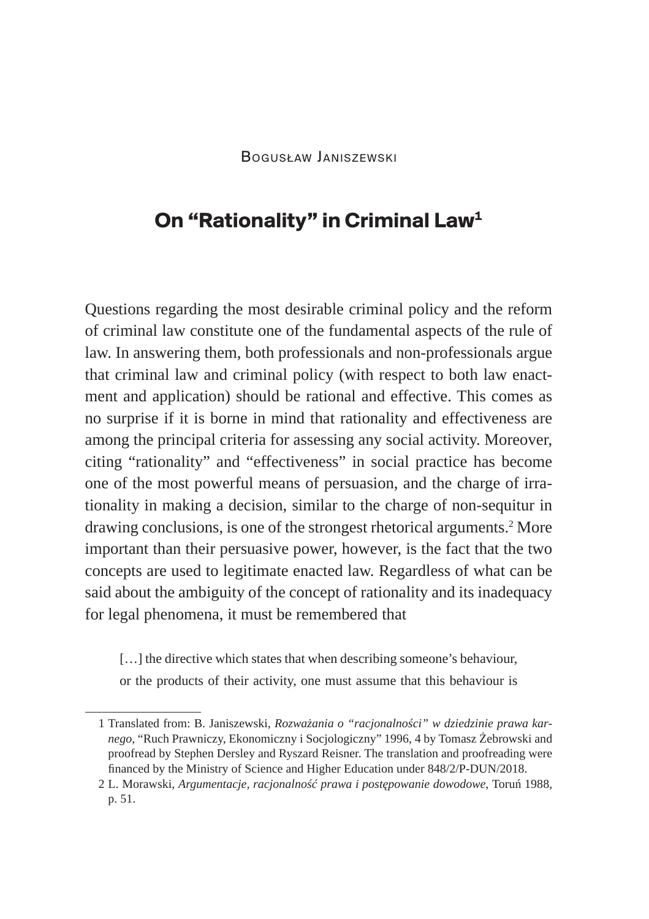Bogusław Janiszewski

# On "Rationality" in Criminal Law[1]

Questions regarding the most desirable criminal policy and the reform of criminal law constitute one of the fundamental aspects of the rule of law. In answering them, both professionals and non-professionals argue that criminal law and criminal policy (with respect to both law enactment and application) should be rational and effective. This comes as no surprise if it is borne in mind that rationality and effectiveness are among the principal criteria for assessing any social activity. Moreover, citing "rationality" and "effectiveness" in social practice has become one of the most powerful means of persuasion, and the charge of irrationality in making a decision, similar to the charge of non-sequitur in drawing conclusions, is one of the strongest rhetorical arguments.[2] More important than their persuasive power, however, is the fact that the two concepts are used to legitimate enacted law. Regardless of what can be said about the ambiguity of the concept of rationality and its inadequacy for legal phenomena, it must be remembered that

> […] the directive which states that when describing someone's behaviour, or the products of their activity, one must assume that this behaviour is

---

1 Translated from: B. Janiszewski, *Rozważania o "racjonalności" w dziedzinie prawa karnego*, "Ruch Prawniczy, Ekonomiczny i Socjologiczny" 1996, 4 by Tomasz Żebrowski and proofread by Stephen Dersley and Ryszard Reisner. The translation and proofreading were financed by the Ministry of Science and Higher Education under 848/2/P-DUN/2018.

2 L. Morawski, *Argumentacje, racjonalność prawa i postępowanie dowodowe*, Toruń 1988, p. 51.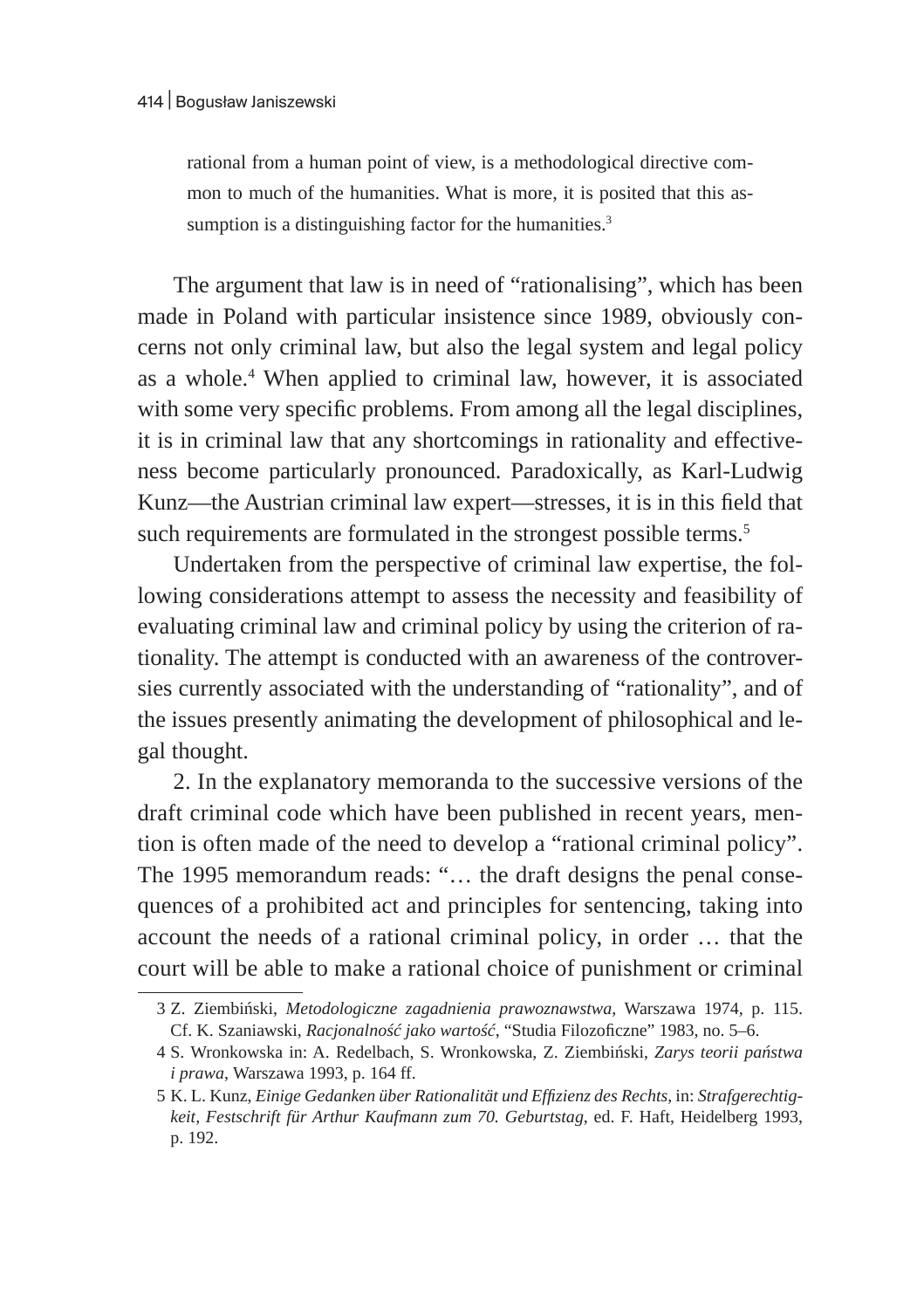> rational from a human point of view, is a methodological directive common to much of the humanities. What is more, it is posited that this assumption is a distinguishing factor for the humanities.[3]

The argument that law is in need of "rationalising", which has been made in Poland with particular insistence since 1989, obviously concerns not only criminal law, but also the legal system and legal policy as a whole.[4] When applied to criminal law, however, it is associated with some very specific problems. From among all the legal disciplines, it is in criminal law that any shortcomings in rationality and effectiveness become particularly pronounced. Paradoxically, as Karl-Ludwig Kunz—the Austrian criminal law expert—stresses, it is in this field that such requirements are formulated in the strongest possible terms.[5]

Undertaken from the perspective of criminal law expertise, the following considerations attempt to assess the necessity and feasibility of evaluating criminal law and criminal policy by using the criterion of rationality. The attempt is conducted with an awareness of the controversies currently associated with the understanding of "rationality", and of the issues presently animating the development of philosophical and legal thought.

2. In the explanatory memoranda to the successive versions of the draft criminal code which have been published in recent years, mention is often made of the need to develop a "rational criminal policy". The 1995 memorandum reads: "… the draft designs the penal consequences of a prohibited act and principles for sentencing, taking into account the needs of a rational criminal policy, in order … that the court will be able to make a rational choice of punishment or criminal

---

3 Z. Ziembiński, *Metodologiczne zagadnienia prawoznawstwa*, Warszawa 1974, p. 115. Cf. K. Szaniawski, *Racjonalność jako wartość*, "Studia Filozoficzne" 1983, no. 5–6.

4 S. Wronkowska in: A. Redelbach, S. Wronkowska, Z. Ziembiński, *Zarys teorii państwa i prawa*, Warszawa 1993, p. 164 ff.

5 K. L. Kunz, *Einige Gedanken über Rationalität und Effizienz des Rechts*, in: *Strafgerechtigkeit, Festschrift für Arthur Kaufmann zum 70. Geburtstag*, ed. F. Haft, Heidelberg 1993, p. 192.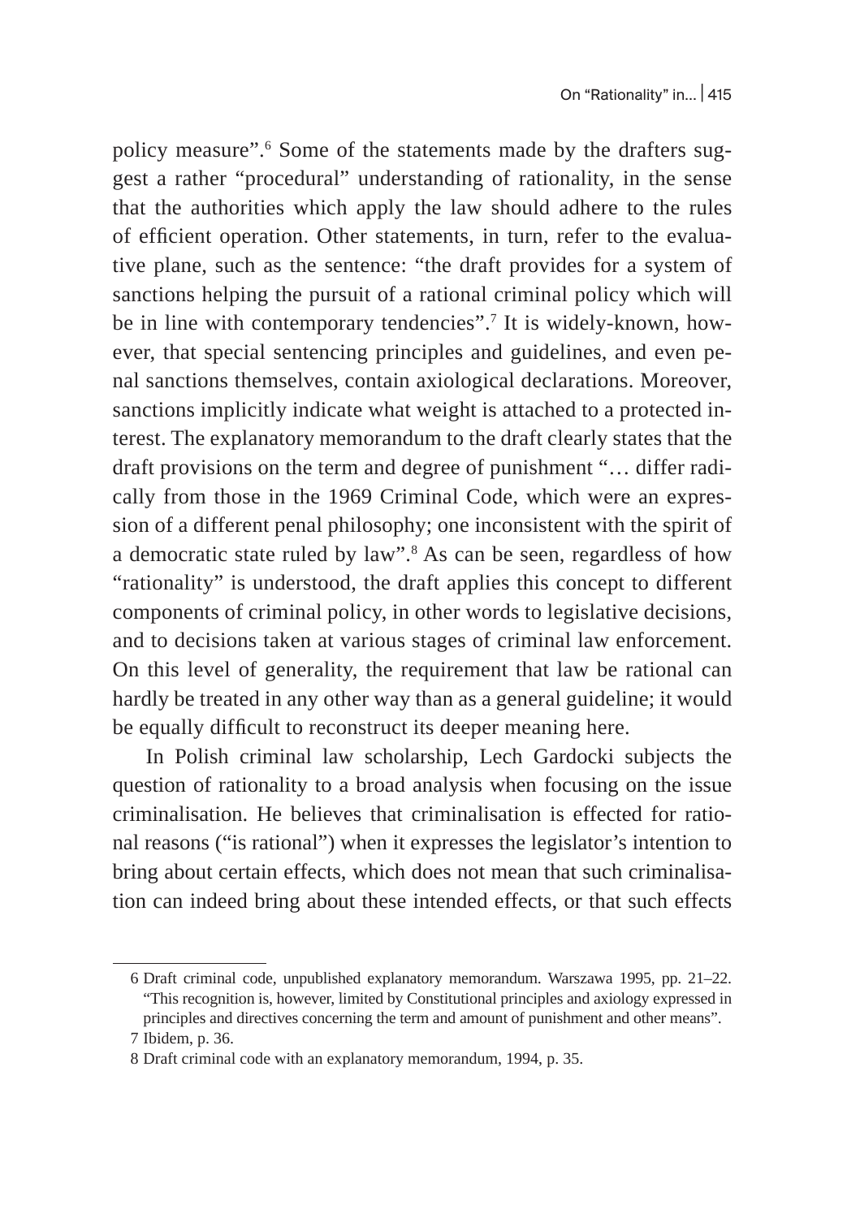policy measure".[6] Some of the statements made by the drafters suggest a rather "procedural" understanding of rationality, in the sense that the authorities which apply the law should adhere to the rules of efficient operation. Other statements, in turn, refer to the evaluative plane, such as the sentence: "the draft provides for a system of sanctions helping the pursuit of a rational criminal policy which will be in line with contemporary tendencies".[7] It is widely-known, however, that special sentencing principles and guidelines, and even penal sanctions themselves, contain axiological declarations. Moreover, sanctions implicitly indicate what weight is attached to a protected interest. The explanatory memorandum to the draft clearly states that the draft provisions on the term and degree of punishment "… differ radically from those in the 1969 Criminal Code, which were an expression of a different penal philosophy; one inconsistent with the spirit of a democratic state ruled by law".[8] As can be seen, regardless of how "rationality" is understood, the draft applies this concept to different components of criminal policy, in other words to legislative decisions, and to decisions taken at various stages of criminal law enforcement. On this level of generality, the requirement that law be rational can hardly be treated in any other way than as a general guideline; it would be equally difficult to reconstruct its deeper meaning here.

In Polish criminal law scholarship, Lech Gardocki subjects the question of rationality to a broad analysis when focusing on the issue criminalisation. He believes that criminalisation is effected for rational reasons ("is rational") when it expresses the legislator's intention to bring about certain effects, which does not mean that such criminalisation can indeed bring about these intended effects, or that such effects

---

6 Draft criminal code, unpublished explanatory memorandum. Warszawa 1995, pp. 21–22. "This recognition is, however, limited by Constitutional principles and axiology expressed in principles and directives concerning the term and amount of punishment and other means".

7 Ibidem, p. 36.

8 Draft criminal code with an explanatory memorandum, 1994, p. 35.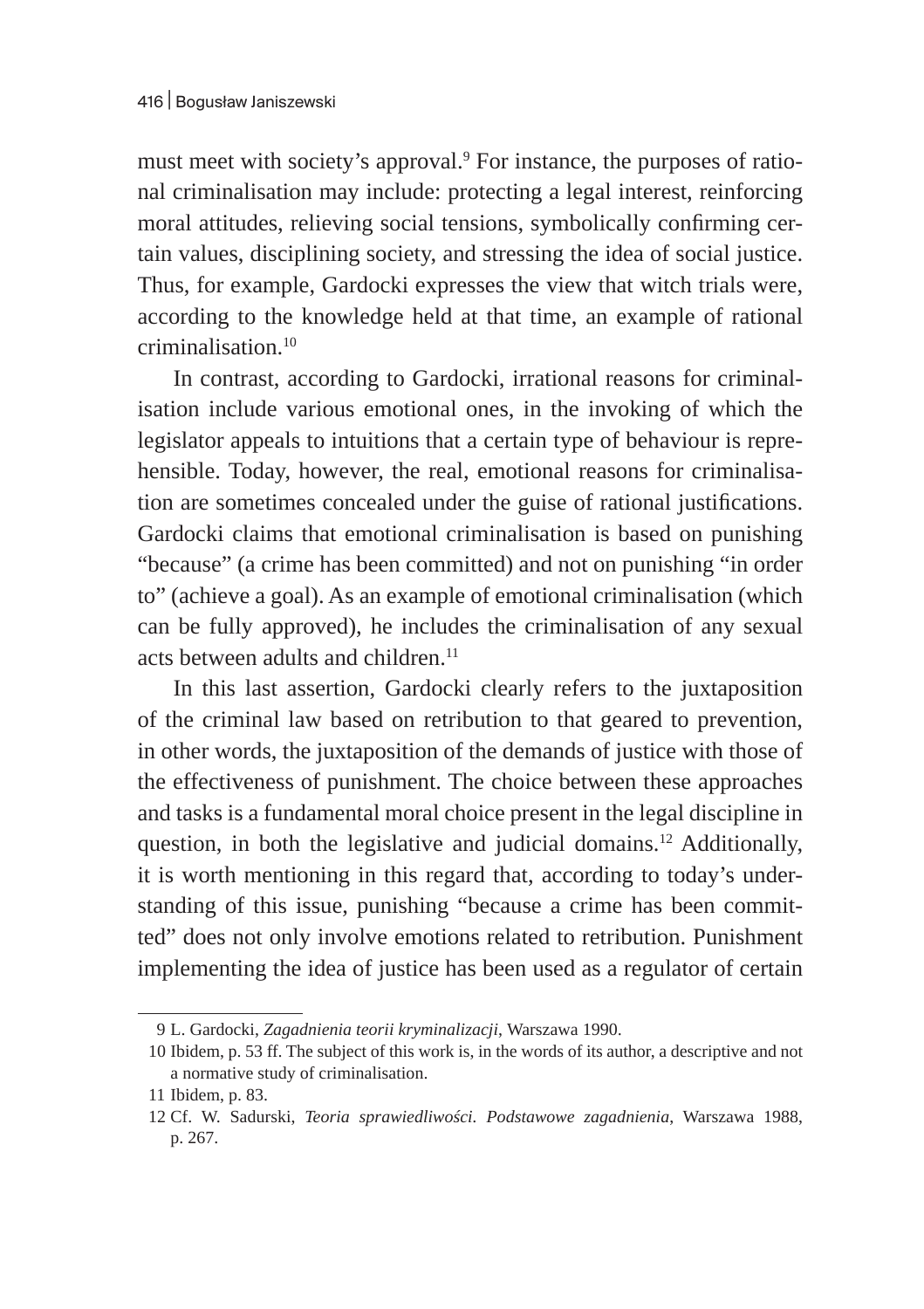must meet with society's approval.[9] For instance, the purposes of rational criminalisation may include: protecting a legal interest, reinforcing moral attitudes, relieving social tensions, symbolically confirming certain values, disciplining society, and stressing the idea of social justice. Thus, for example, Gardocki expresses the view that witch trials were, according to the knowledge held at that time, an example of rational criminalisation.[10]

In contrast, according to Gardocki, irrational reasons for criminalisation include various emotional ones, in the invoking of which the legislator appeals to intuitions that a certain type of behaviour is reprehensible. Today, however, the real, emotional reasons for criminalisation are sometimes concealed under the guise of rational justifications. Gardocki claims that emotional criminalisation is based on punishing "because" (a crime has been committed) and not on punishing "in order to" (achieve a goal). As an example of emotional criminalisation (which can be fully approved), he includes the criminalisation of any sexual acts between adults and children.[11]

In this last assertion, Gardocki clearly refers to the juxtaposition of the criminal law based on retribution to that geared to prevention, in other words, the juxtaposition of the demands of justice with those of the effectiveness of punishment. The choice between these approaches and tasks is a fundamental moral choice present in the legal discipline in question, in both the legislative and judicial domains.[12] Additionally, it is worth mentioning in this regard that, according to today's understanding of this issue, punishing "because a crime has been committed" does not only involve emotions related to retribution. Punishment implementing the idea of justice has been used as a regulator of certain

---

9 L. Gardocki, *Zagadnienia teorii kryminalizacji*, Warszawa 1990.

10 Ibidem, p. 53 ff. The subject of this work is, in the words of its author, a descriptive and not a normative study of criminalisation.

11 Ibidem, p. 83.

12 Cf. W. Sadurski, *Teoria sprawiedliwości. Podstawowe zagadnienia*, Warszawa 1988, p. 267.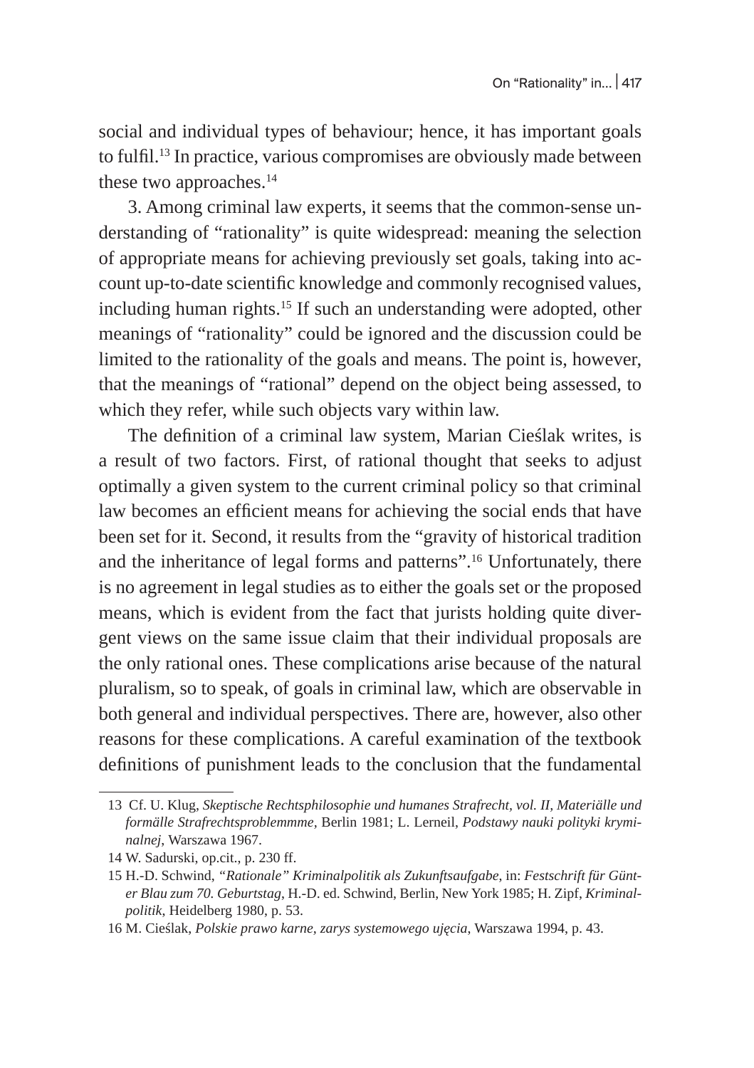social and individual types of behaviour; hence, it has important goals to fulfil.[13] In practice, various compromises are obviously made between these two approaches.[14]

3. Among criminal law experts, it seems that the common-sense understanding of "rationality" is quite widespread: meaning the selection of appropriate means for achieving previously set goals, taking into account up-to-date scientific knowledge and commonly recognised values, including human rights.[15] If such an understanding were adopted, other meanings of "rationality" could be ignored and the discussion could be limited to the rationality of the goals and means. The point is, however, that the meanings of "rational" depend on the object being assessed, to which they refer, while such objects vary within law.

The definition of a criminal law system, Marian Cieślak writes, is a result of two factors. First, of rational thought that seeks to adjust optimally a given system to the current criminal policy so that criminal law becomes an efficient means for achieving the social ends that have been set for it. Second, it results from the "gravity of historical tradition and the inheritance of legal forms and patterns".[16] Unfortunately, there is no agreement in legal studies as to either the goals set or the proposed means, which is evident from the fact that jurists holding quite divergent views on the same issue claim that their individual proposals are the only rational ones. These complications arise because of the natural pluralism, so to speak, of goals in criminal law, which are observable in both general and individual perspectives. There are, however, also other reasons for these complications. A careful examination of the textbook definitions of punishment leads to the conclusion that the fundamental

---

13 Cf. U. Klug, *Skeptische Rechtsphilosophie und humanes Strafrecht, vol. II, Materiälle und formälle Strafrechtsproblemmme*, Berlin 1981; L. Lerneil, *Podstawy nauki polityki kryminalnej*, Warszawa 1967.

14 W. Sadurski, op.cit., p. 230 ff.

15 H.-D. Schwind, *"Rationale" Kriminalpolitik als Zukunftsaufgabe*, in: *Festschrift für Günter Blau zum 70. Geburtstag*, H.-D. ed. Schwind, Berlin, New York 1985; H. Zipf, *Kriminalpolitik*, Heidelberg 1980, p. 53.

16 M. Cieślak, *Polskie prawo karne, zarys systemowego ujęcia*, Warszawa 1994, p. 43.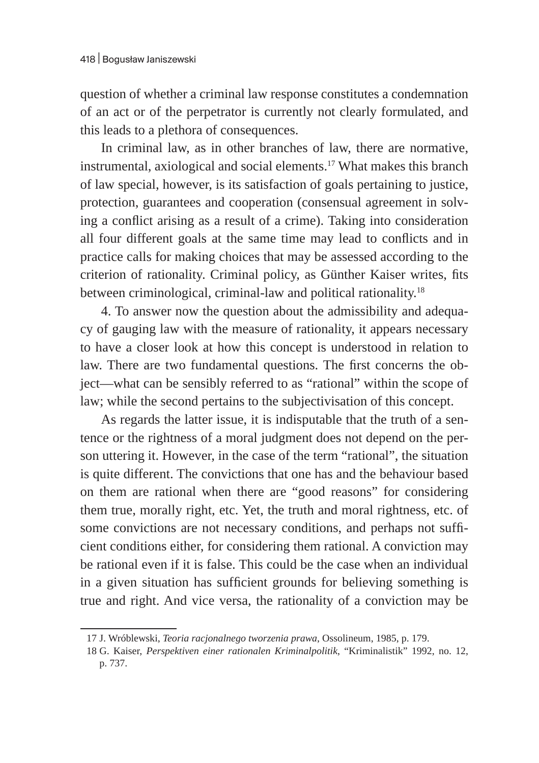question of whether a criminal law response constitutes a condemnation of an act or of the perpetrator is currently not clearly formulated, and this leads to a plethora of consequences.

In criminal law, as in other branches of law, there are normative, instrumental, axiological and social elements.[17] What makes this branch of law special, however, is its satisfaction of goals pertaining to justice, protection, guarantees and cooperation (consensual agreement in solving a conflict arising as a result of a crime). Taking into consideration all four different goals at the same time may lead to conflicts and in practice calls for making choices that may be assessed according to the criterion of rationality. Criminal policy, as Günther Kaiser writes, fits between criminological, criminal-law and political rationality.[18]

4. To answer now the question about the admissibility and adequacy of gauging law with the measure of rationality, it appears necessary to have a closer look at how this concept is understood in relation to law. There are two fundamental questions. The first concerns the object—what can be sensibly referred to as "rational" within the scope of law; while the second pertains to the subjectivisation of this concept.

As regards the latter issue, it is indisputable that the truth of a sentence or the rightness of a moral judgment does not depend on the person uttering it. However, in the case of the term "rational", the situation is quite different. The convictions that one has and the behaviour based on them are rational when there are "good reasons" for considering them true, morally right, etc. Yet, the truth and moral rightness, etc. of some convictions are not necessary conditions, and perhaps not sufficient conditions either, for considering them rational. A conviction may be rational even if it is false. This could be the case when an individual in a given situation has sufficient grounds for believing something is true and right. And vice versa, the rationality of a conviction may be

17 J. Wróblewski, *Teoria racjonalnego tworzenia prawa*, Ossolineum, 1985, p. 179.

18 G. Kaiser, *Perspektiven einer rationalen Kriminalpolitik*, "Kriminalistik" 1992, no. 12, p. 737.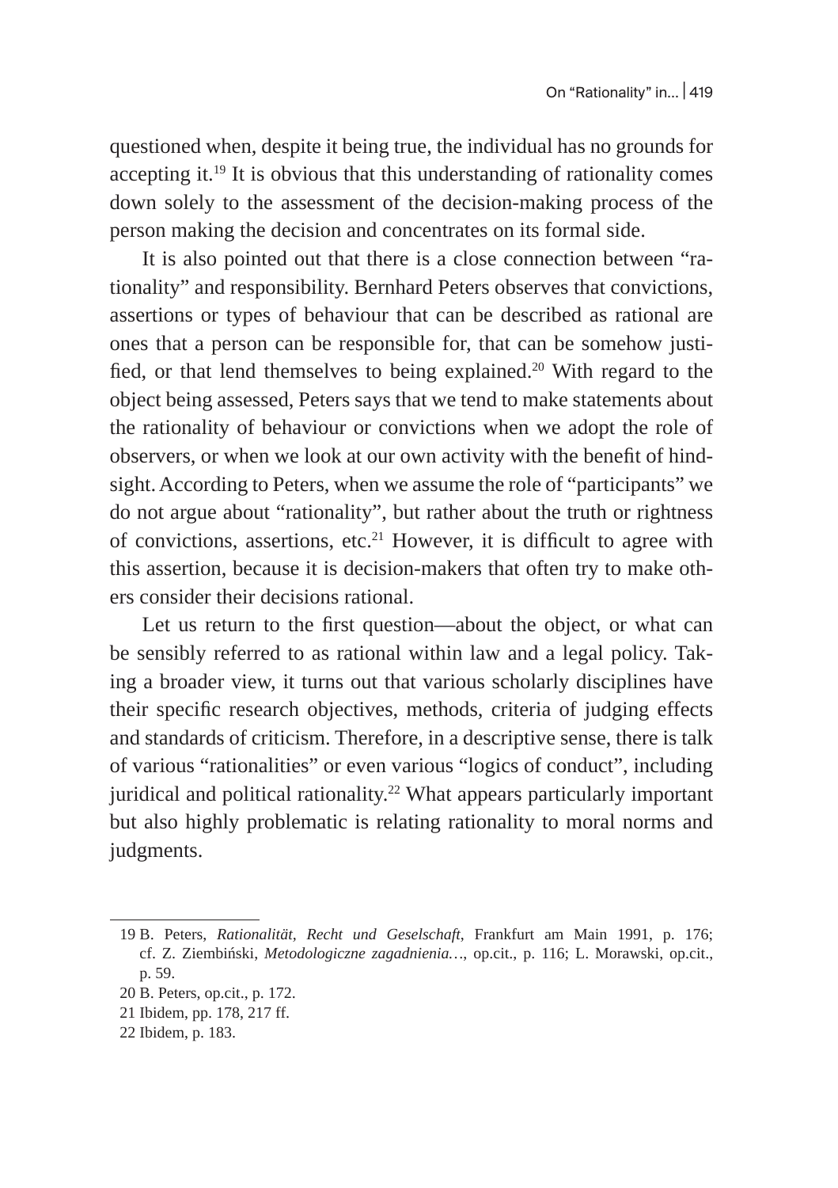questioned when, despite it being true, the individual has no grounds for accepting it.[19] It is obvious that this understanding of rationality comes down solely to the assessment of the decision-making process of the person making the decision and concentrates on its formal side.

It is also pointed out that there is a close connection between "rationality" and responsibility. Bernhard Peters observes that convictions, assertions or types of behaviour that can be described as rational are ones that a person can be responsible for, that can be somehow justified, or that lend themselves to being explained.[20] With regard to the object being assessed, Peters says that we tend to make statements about the rationality of behaviour or convictions when we adopt the role of observers, or when we look at our own activity with the benefit of hindsight. According to Peters, when we assume the role of "participants" we do not argue about "rationality", but rather about the truth or rightness of convictions, assertions, etc.[21] However, it is difficult to agree with this assertion, because it is decision-makers that often try to make others consider their decisions rational.

Let us return to the first question—about the object, or what can be sensibly referred to as rational within law and a legal policy. Taking a broader view, it turns out that various scholarly disciplines have their specific research objectives, methods, criteria of judging effects and standards of criticism. Therefore, in a descriptive sense, there is talk of various "rationalities" or even various "logics of conduct", including juridical and political rationality.[22] What appears particularly important but also highly problematic is relating rationality to moral norms and judgments.

19 B. Peters, *Rationalität, Recht und Geselschaft*, Frankfurt am Main 1991, p. 176; cf. Z. Ziembiński, *Metodologiczne zagadnienia…*, op.cit., p. 116; L. Morawski, op.cit., p. 59.

20 B. Peters, op.cit., p. 172.

21 Ibidem, pp. 178, 217 ff.

22 Ibidem, p. 183.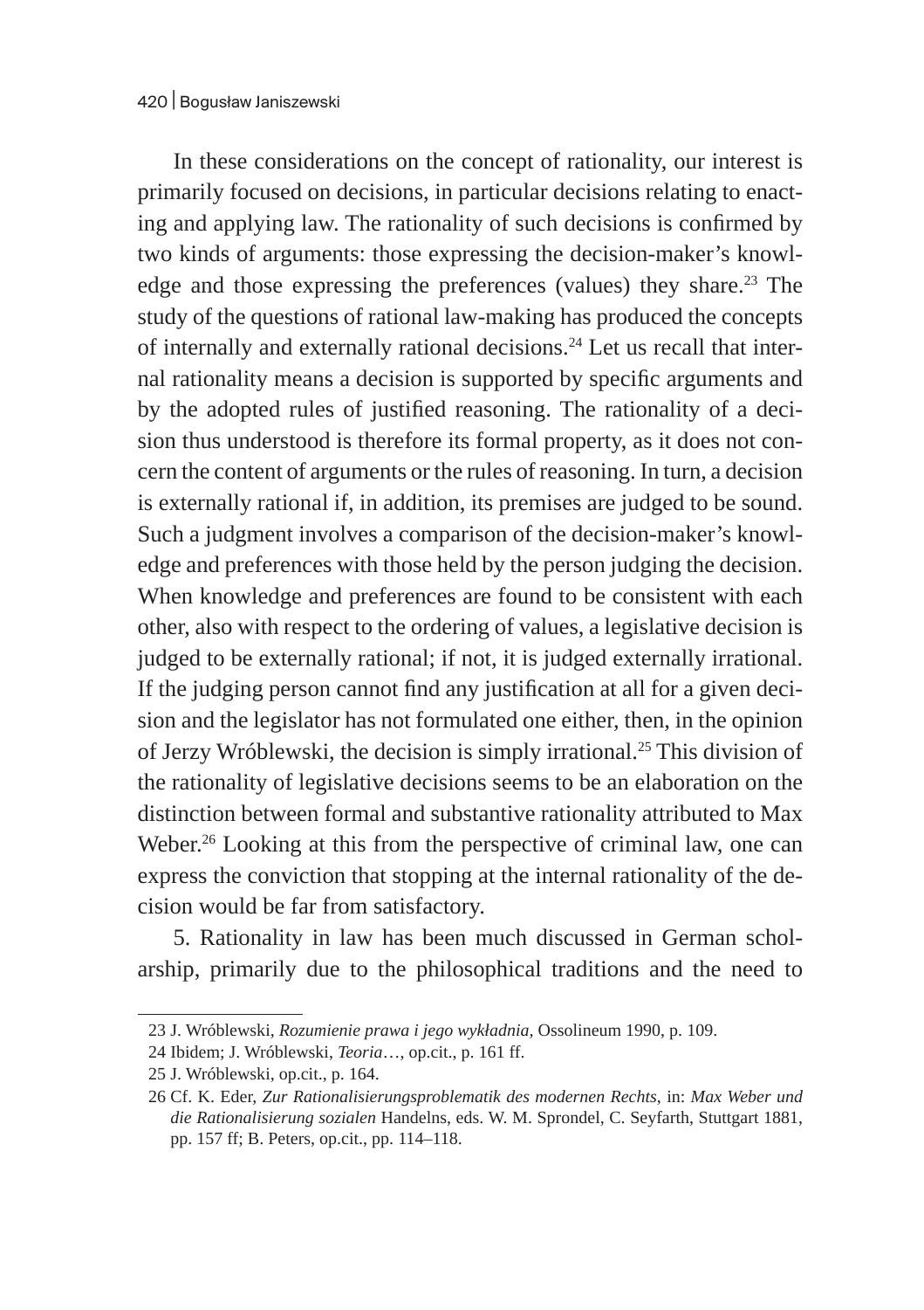In these considerations on the concept of rationality, our interest is primarily focused on decisions, in particular decisions relating to enacting and applying law. The rationality of such decisions is confirmed by two kinds of arguments: those expressing the decision-maker's knowledge and those expressing the preferences (values) they share.[23] The study of the questions of rational law-making has produced the concepts of internally and externally rational decisions.[24] Let us recall that internal rationality means a decision is supported by specific arguments and by the adopted rules of justified reasoning. The rationality of a decision thus understood is therefore its formal property, as it does not concern the content of arguments or the rules of reasoning. In turn, a decision is externally rational if, in addition, its premises are judged to be sound. Such a judgment involves a comparison of the decision-maker's knowledge and preferences with those held by the person judging the decision. When knowledge and preferences are found to be consistent with each other, also with respect to the ordering of values, a legislative decision is judged to be externally rational; if not, it is judged externally irrational. If the judging person cannot find any justification at all for a given decision and the legislator has not formulated one either, then, in the opinion of Jerzy Wróblewski, the decision is simply irrational.[25] This division of the rationality of legislative decisions seems to be an elaboration on the distinction between formal and substantive rationality attributed to Max Weber.[26] Looking at this from the perspective of criminal law, one can express the conviction that stopping at the internal rationality of the decision would be far from satisfactory.

5. Rationality in law has been much discussed in German scholarship, primarily due to the philosophical traditions and the need to

---

23 J. Wróblewski, *Rozumienie prawa i jego wykładnia*, Ossolineum 1990, p. 109.

24 Ibidem; J. Wróblewski, *Teoria*…, op.cit., p. 161 ff.

25 J. Wróblewski, op.cit., p. 164.

26 Cf. K. Eder, *Zur Rationalisierungsproblematik des modernen Rechts*, in: *Max Weber und die Rationalisierung sozialen* Handelns, eds. W. M. Sprondel, C. Seyfarth, Stuttgart 1881, pp. 157 ff; B. Peters, op.cit., pp. 114–118.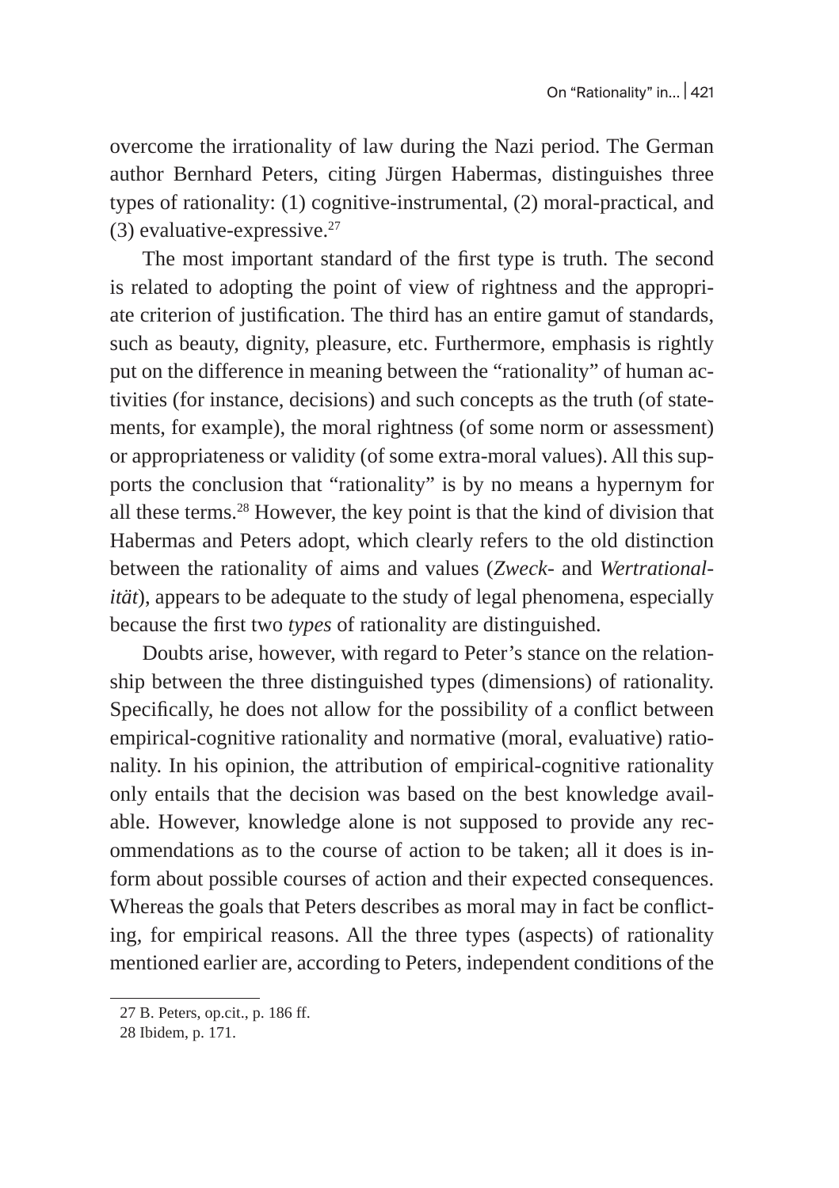overcome the irrationality of law during the Nazi period. The German author Bernhard Peters, citing Jürgen Habermas, distinguishes three types of rationality: (1) cognitive-instrumental, (2) moral-practical, and (3) evaluative-expressive.[27]

The most important standard of the first type is truth. The second is related to adopting the point of view of rightness and the appropriate criterion of justification. The third has an entire gamut of standards, such as beauty, dignity, pleasure, etc. Furthermore, emphasis is rightly put on the difference in meaning between the "rationality" of human activities (for instance, decisions) and such concepts as the truth (of statements, for example), the moral rightness (of some norm or assessment) or appropriateness or validity (of some extra-moral values). All this supports the conclusion that "rationality" is by no means a hypernym for all these terms.[28] However, the key point is that the kind of division that Habermas and Peters adopt, which clearly refers to the old distinction between the rationality of aims and values (*Zweck-* and *Wertrationalität*), appears to be adequate to the study of legal phenomena, especially because the first two *types* of rationality are distinguished.

Doubts arise, however, with regard to Peter's stance on the relationship between the three distinguished types (dimensions) of rationality. Specifically, he does not allow for the possibility of a conflict between empirical-cognitive rationality and normative (moral, evaluative) rationality. In his opinion, the attribution of empirical-cognitive rationality only entails that the decision was based on the best knowledge available. However, knowledge alone is not supposed to provide any recommendations as to the course of action to be taken; all it does is inform about possible courses of action and their expected consequences. Whereas the goals that Peters describes as moral may in fact be conflicting, for empirical reasons. All the three types (aspects) of rationality mentioned earlier are, according to Peters, independent conditions of the

27 B. Peters, op.cit., p. 186 ff.

28 Ibidem, p. 171.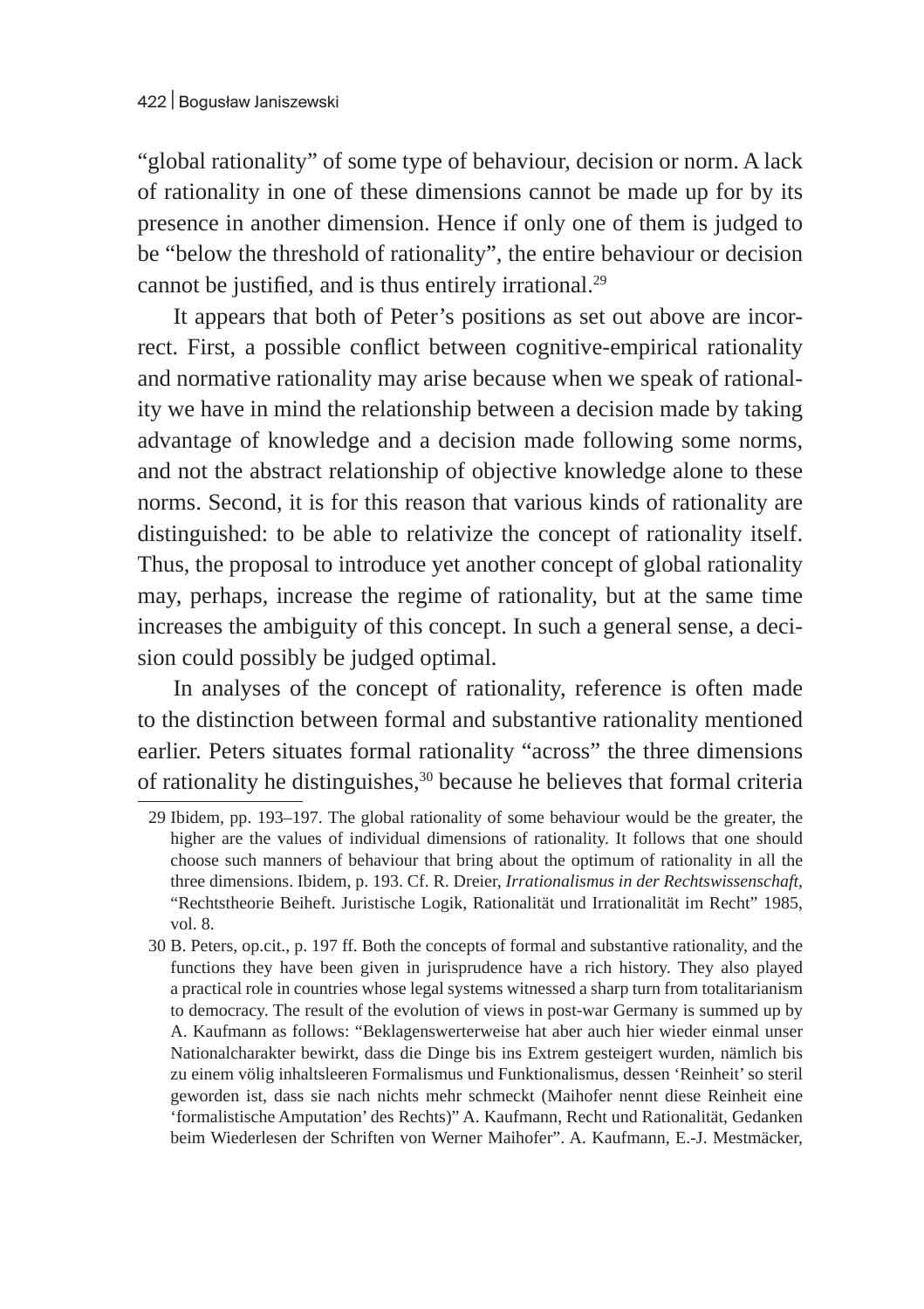"global rationality" of some type of behaviour, decision or norm. A lack of rationality in one of these dimensions cannot be made up for by its presence in another dimension. Hence if only one of them is judged to be "below the threshold of rationality", the entire behaviour or decision cannot be justified, and is thus entirely irrational.[29]

It appears that both of Peter's positions as set out above are incorrect. First, a possible conflict between cognitive-empirical rationality and normative rationality may arise because when we speak of rationality we have in mind the relationship between a decision made by taking advantage of knowledge and a decision made following some norms, and not the abstract relationship of objective knowledge alone to these norms. Second, it is for this reason that various kinds of rationality are distinguished: to be able to relativize the concept of rationality itself. Thus, the proposal to introduce yet another concept of global rationality may, perhaps, increase the regime of rationality, but at the same time increases the ambiguity of this concept. In such a general sense, a decision could possibly be judged optimal.

In analyses of the concept of rationality, reference is often made to the distinction between formal and substantive rationality mentioned earlier. Peters situates formal rationality "across" the three dimensions of rationality he distinguishes,[30] because he believes that formal criteria

---

29 Ibidem, pp. 193–197. The global rationality of some behaviour would be the greater, the higher are the values of individual dimensions of rationality. It follows that one should choose such manners of behaviour that bring about the optimum of rationality in all the three dimensions. Ibidem, p. 193. Cf. R. Dreier, *Irrationalismus in der Rechtswissenschaft*, "Rechtstheorie Beiheft. Juristische Logik, Rationalität und Irrationalität im Recht" 1985, vol. 8.

30 B. Peters, op.cit., p. 197 ff. Both the concepts of formal and substantive rationality, and the functions they have been given in jurisprudence have a rich history. They also played a practical role in countries whose legal systems witnessed a sharp turn from totalitarianism to democracy. The result of the evolution of views in post-war Germany is summed up by A. Kaufmann as follows: "Beklagenswerterweise hat aber auch hier wieder einmal unser Nationalcharakter bewirkt, dass die Dinge bis ins Extrem gesteigert wurden, nämlich bis zu einem völlig inhaltsleeren Formalismus und Funktionalismus, dessen 'Reinheit' so steril geworden ist, dass sie nach nichts mehr schmeckt (Maihofer nennt diese Reinheit eine 'formalistische Amputation' des Rechts)" A. Kaufmann, Recht und Rationalität, Gedanken beim Wiederlesen der Schriften von Werner Maihofer". A. Kaufmann, E.-J. Mestmäcker,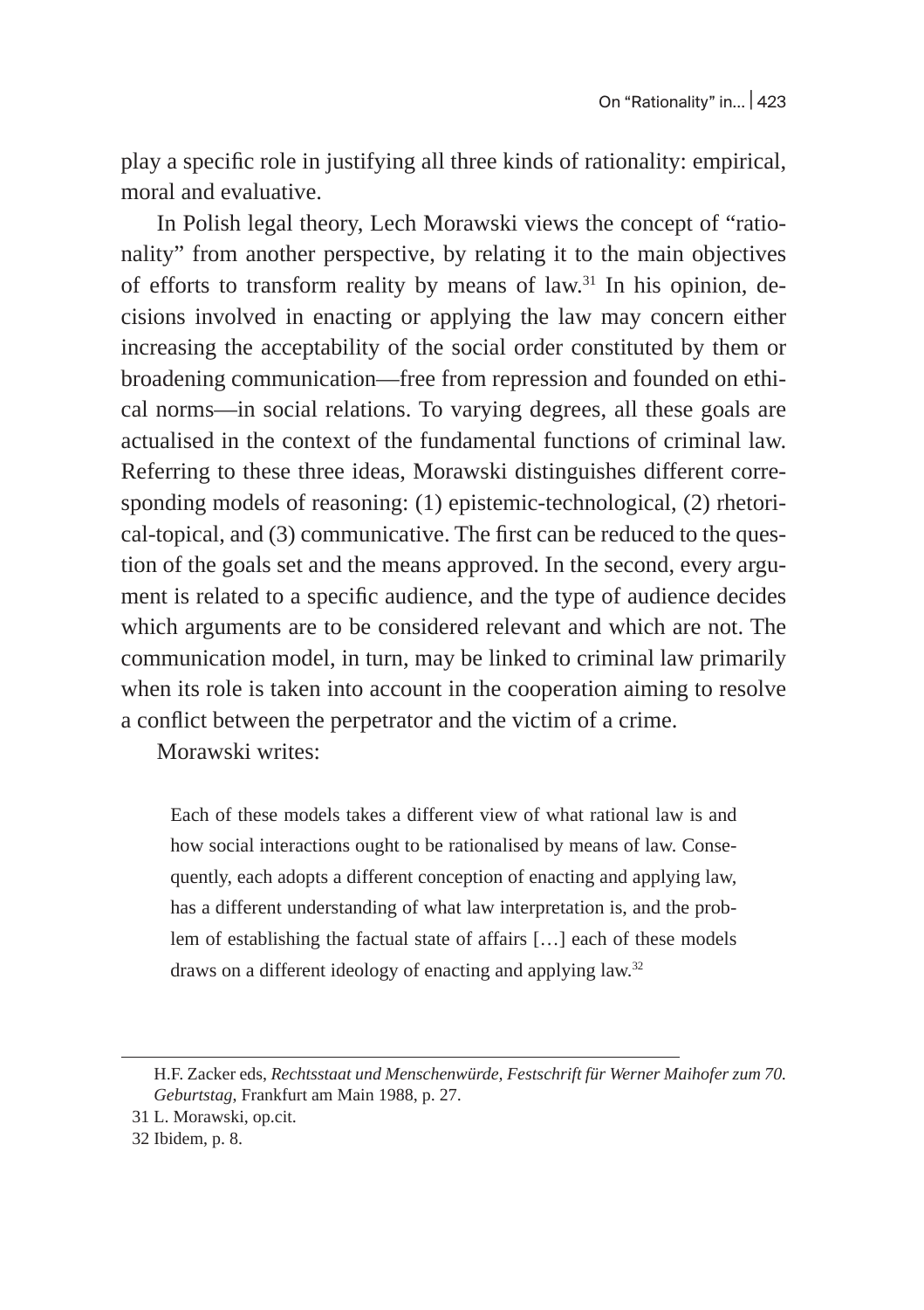play a specific role in justifying all three kinds of rationality: empirical, moral and evaluative.

In Polish legal theory, Lech Morawski views the concept of "rationality" from another perspective, by relating it to the main objectives of efforts to transform reality by means of law.[31] In his opinion, decisions involved in enacting or applying the law may concern either increasing the acceptability of the social order constituted by them or broadening communication—free from repression and founded on ethical norms—in social relations. To varying degrees, all these goals are actualised in the context of the fundamental functions of criminal law. Referring to these three ideas, Morawski distinguishes different corresponding models of reasoning: (1) epistemic-technological, (2) rhetorical-topical, and (3) communicative. The first can be reduced to the question of the goals set and the means approved. In the second, every argument is related to a specific audience, and the type of audience decides which arguments are to be considered relevant and which are not. The communication model, in turn, may be linked to criminal law primarily when its role is taken into account in the cooperation aiming to resolve a conflict between the perpetrator and the victim of a crime.

Morawski writes:

> Each of these models takes a different view of what rational law is and how social interactions ought to be rationalised by means of law. Consequently, each adopts a different conception of enacting and applying law, has a different understanding of what law interpretation is, and the problem of establishing the factual state of affairs […] each of these models draws on a different ideology of enacting and applying law.[32]

---

H.F. Zacker eds, *Rechtsstaat und Menschenwürde, Festschrift für Werner Maihofer zum 70. Geburtstag*, Frankfurt am Main 1988, p. 27.

31 L. Morawski, op.cit.

32 Ibidem, p. 8.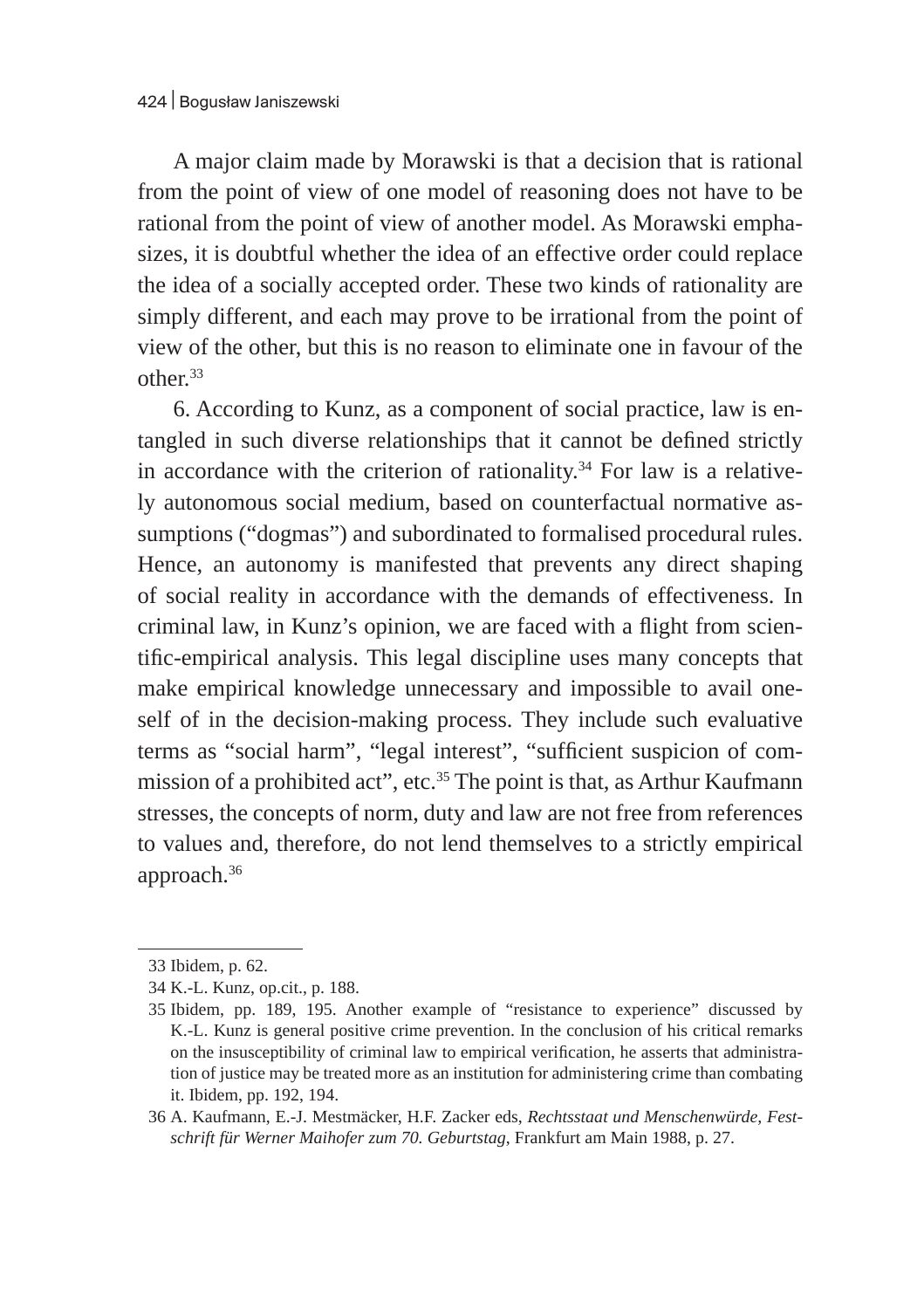A major claim made by Morawski is that a decision that is rational from the point of view of one model of reasoning does not have to be rational from the point of view of another model. As Morawski emphasizes, it is doubtful whether the idea of an effective order could replace the idea of a socially accepted order. These two kinds of rationality are simply different, and each may prove to be irrational from the point of view of the other, but this is no reason to eliminate one in favour of the other.[33]

6. According to Kunz, as a component of social practice, law is entangled in such diverse relationships that it cannot be defined strictly in accordance with the criterion of rationality.[34] For law is a relatively autonomous social medium, based on counterfactual normative assumptions ("dogmas") and subordinated to formalised procedural rules. Hence, an autonomy is manifested that prevents any direct shaping of social reality in accordance with the demands of effectiveness. In criminal law, in Kunz's opinion, we are faced with a flight from scientific-empirical analysis. This legal discipline uses many concepts that make empirical knowledge unnecessary and impossible to avail oneself of in the decision-making process. They include such evaluative terms as "social harm", "legal interest", "sufficient suspicion of commission of a prohibited act", etc.[35] The point is that, as Arthur Kaufmann stresses, the concepts of norm, duty and law are not free from references to values and, therefore, do not lend themselves to a strictly empirical approach.[36]

---

33 Ibidem, p. 62.

34 K.-L. Kunz, op.cit., p. 188.

35 Ibidem, pp. 189, 195. Another example of "resistance to experience" discussed by K.-L. Kunz is general positive crime prevention. In the conclusion of his critical remarks on the insusceptibility of criminal law to empirical verification, he asserts that administration of justice may be treated more as an institution for administering crime than combating it. Ibidem, pp. 192, 194.

36 A. Kaufmann, E.-J. Mestmäcker, H.F. Zacker eds, *Rechtsstaat und Menschenwürde, Festschrift für Werner Maihofer zum 70. Geburtstag*, Frankfurt am Main 1988, p. 27.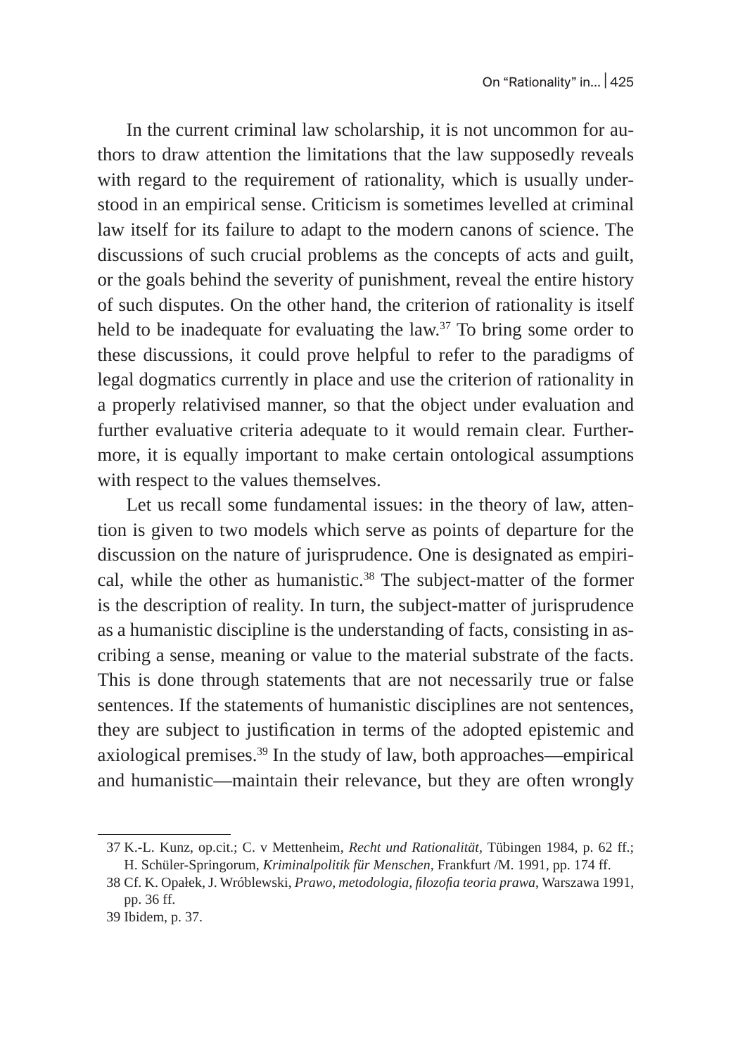In the current criminal law scholarship, it is not uncommon for authors to draw attention the limitations that the law supposedly reveals with regard to the requirement of rationality, which is usually understood in an empirical sense. Criticism is sometimes levelled at criminal law itself for its failure to adapt to the modern canons of science. The discussions of such crucial problems as the concepts of acts and guilt, or the goals behind the severity of punishment, reveal the entire history of such disputes. On the other hand, the criterion of rationality is itself held to be inadequate for evaluating the law.[37] To bring some order to these discussions, it could prove helpful to refer to the paradigms of legal dogmatics currently in place and use the criterion of rationality in a properly relativised manner, so that the object under evaluation and further evaluative criteria adequate to it would remain clear. Furthermore, it is equally important to make certain ontological assumptions with respect to the values themselves.

Let us recall some fundamental issues: in the theory of law, attention is given to two models which serve as points of departure for the discussion on the nature of jurisprudence. One is designated as empirical, while the other as humanistic.[38] The subject-matter of the former is the description of reality. In turn, the subject-matter of jurisprudence as a humanistic discipline is the understanding of facts, consisting in ascribing a sense, meaning or value to the material substrate of the facts. This is done through statements that are not necessarily true or false sentences. If the statements of humanistic disciplines are not sentences, they are subject to justification in terms of the adopted epistemic and axiological premises.[39] In the study of law, both approaches—empirical and humanistic—maintain their relevance, but they are often wrongly

37 K.-L. Kunz, op.cit.; C. v Mettenheim, *Recht und Rationalität*, Tübingen 1984, p. 62 ff.; H. Schüler-Springorum, *Kriminalpolitik für Menschen*, Frankfurt /M. 1991, pp. 174 ff.

38 Cf. K. Opałek, J. Wróblewski, *Prawo, metodologia, filozofia teoria prawa*, Warszawa 1991, pp. 36 ff.

39 Ibidem, p. 37.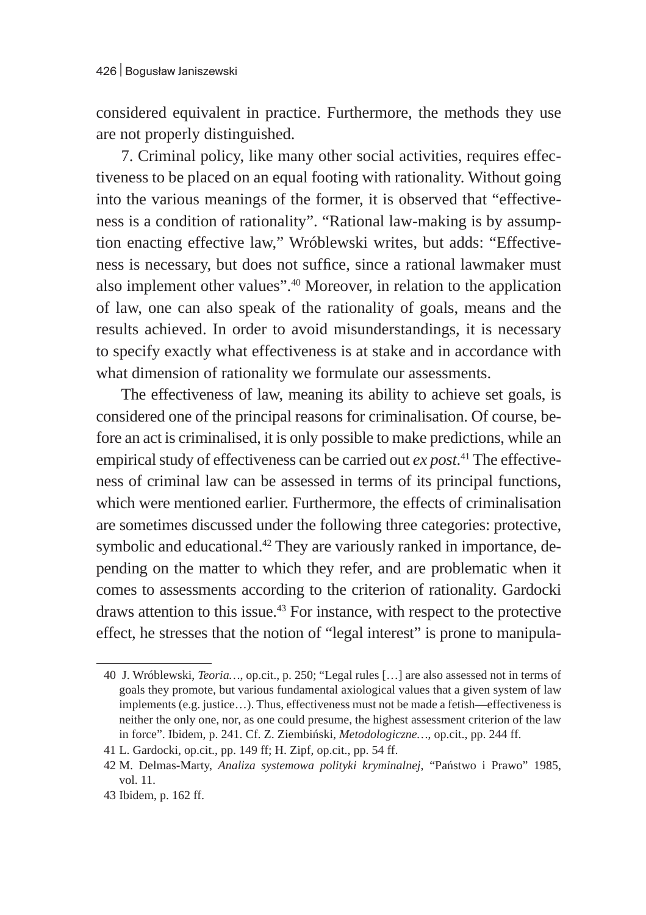considered equivalent in practice. Furthermore, the methods they use are not properly distinguished.

7. Criminal policy, like many other social activities, requires effectiveness to be placed on an equal footing with rationality. Without going into the various meanings of the former, it is observed that "effectiveness is a condition of rationality". "Rational law-making is by assumption enacting effective law," Wróblewski writes, but adds: "Effectiveness is necessary, but does not suffice, since a rational lawmaker must also implement other values".[40] Moreover, in relation to the application of law, one can also speak of the rationality of goals, means and the results achieved. In order to avoid misunderstandings, it is necessary to specify exactly what effectiveness is at stake and in accordance with what dimension of rationality we formulate our assessments.

The effectiveness of law, meaning its ability to achieve set goals, is considered one of the principal reasons for criminalisation. Of course, before an act is criminalised, it is only possible to make predictions, while an empirical study of effectiveness can be carried out *ex post*.[41] The effectiveness of criminal law can be assessed in terms of its principal functions, which were mentioned earlier. Furthermore, the effects of criminalisation are sometimes discussed under the following three categories: protective, symbolic and educational.[42] They are variously ranked in importance, depending on the matter to which they refer, and are problematic when it comes to assessments according to the criterion of rationality. Gardocki draws attention to this issue.[43] For instance, with respect to the protective effect, he stresses that the notion of "legal interest" is prone to manipula-

---

40 J. Wróblewski, *Teoria…*, op.cit., p. 250; "Legal rules […] are also assessed not in terms of goals they promote, but various fundamental axiological values that a given system of law implements (e.g. justice…). Thus, effectiveness must not be made a fetish—effectiveness is neither the only one, nor, as one could presume, the highest assessment criterion of the law in force". Ibidem, p. 241. Cf. Z. Ziembiński, *Metodologiczne…*, op.cit., pp. 244 ff.

41 L. Gardocki, op.cit., pp. 149 ff; H. Zipf, op.cit., pp. 54 ff.

42 M. Delmas-Marty, *Analiza systemowa polityki kryminalnej*, "Państwo i Prawo" 1985, vol. 11.

43 Ibidem, p. 162 ff.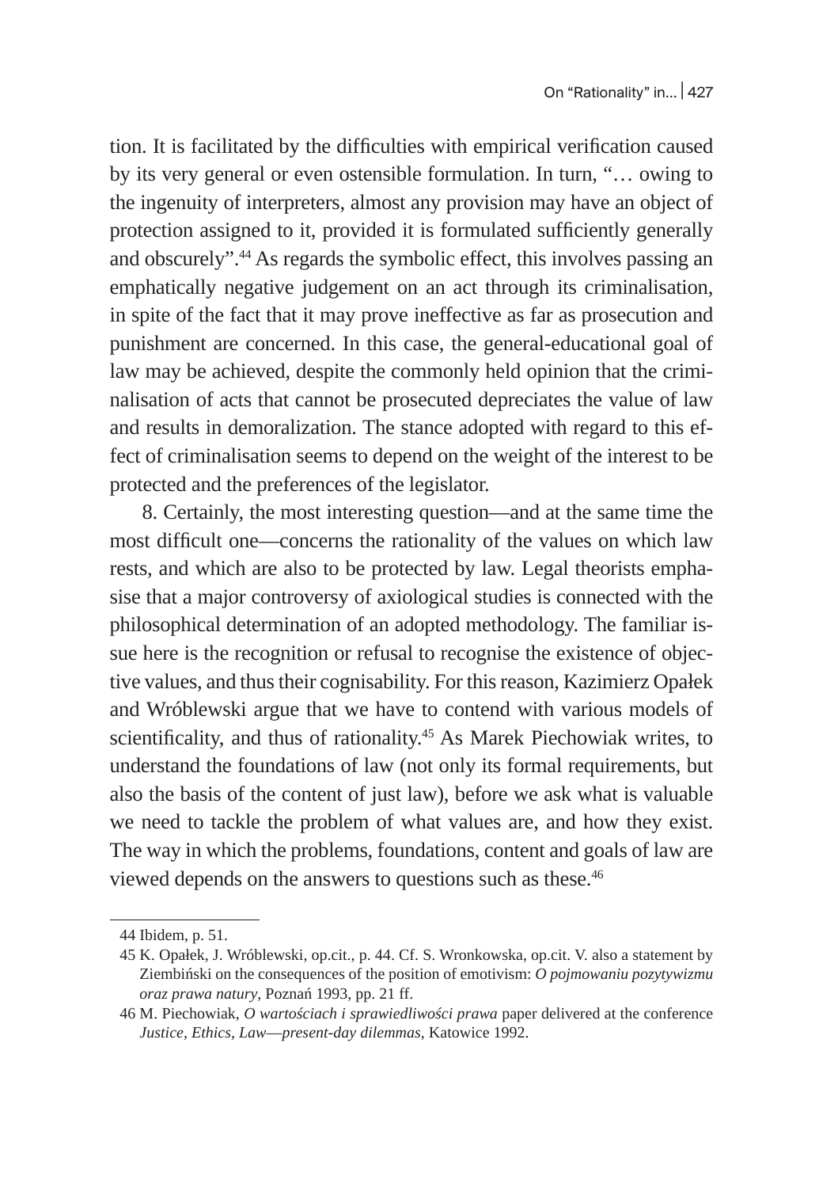tion. It is facilitated by the difficulties with empirical verification caused by its very general or even ostensible formulation. In turn, "… owing to the ingenuity of interpreters, almost any provision may have an object of protection assigned to it, provided it is formulated sufficiently generally and obscurely".[44] As regards the symbolic effect, this involves passing an emphatically negative judgement on an act through its criminalisation, in spite of the fact that it may prove ineffective as far as prosecution and punishment are concerned. In this case, the general-educational goal of law may be achieved, despite the commonly held opinion that the criminalisation of acts that cannot be prosecuted depreciates the value of law and results in demoralization. The stance adopted with regard to this effect of criminalisation seems to depend on the weight of the interest to be protected and the preferences of the legislator.

8. Certainly, the most interesting question—and at the same time the most difficult one—concerns the rationality of the values on which law rests, and which are also to be protected by law. Legal theorists emphasise that a major controversy of axiological studies is connected with the philosophical determination of an adopted methodology. The familiar issue here is the recognition or refusal to recognise the existence of objective values, and thus their cognisability. For this reason, Kazimierz Opałek and Wróblewski argue that we have to contend with various models of scientificality, and thus of rationality.[45] As Marek Piechowiak writes, to understand the foundations of law (not only its formal requirements, but also the basis of the content of just law), before we ask what is valuable we need to tackle the problem of what values are, and how they exist. The way in which the problems, foundations, content and goals of law are viewed depends on the answers to questions such as these.[46]

---

44 Ibidem, p. 51.

45 K. Opałek, J. Wróblewski, op.cit., p. 44. Cf. S. Wronkowska, op.cit. V. also a statement by Ziembiński on the consequences of the position of emotivism: *O pojmowaniu pozytywizmu oraz prawa natury*, Poznań 1993, pp. 21 ff.

46 M. Piechowiak, *O wartościach i sprawiedliwości prawa* paper delivered at the conference *Justice, Ethics, Law—present-day dilemmas*, Katowice 1992.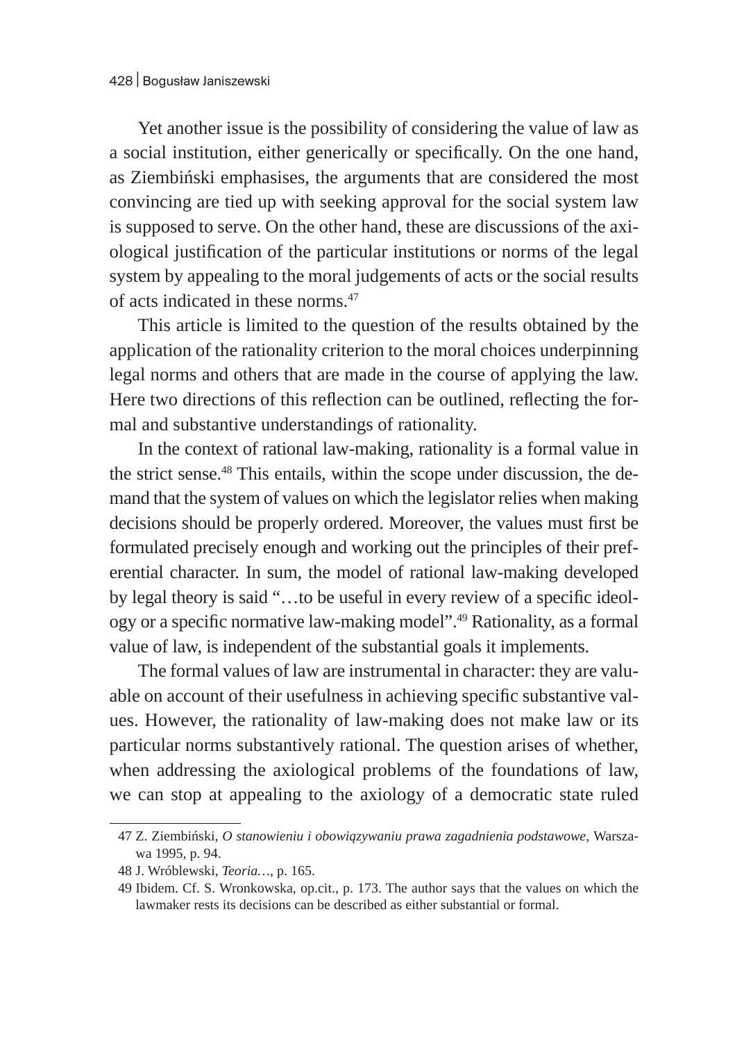Yet another issue is the possibility of considering the value of law as a social institution, either generically or specifically. On the one hand, as Ziembiński emphasises, the arguments that are considered the most convincing are tied up with seeking approval for the social system law is supposed to serve. On the other hand, these are discussions of the axiological justification of the particular institutions or norms of the legal system by appealing to the moral judgements of acts or the social results of acts indicated in these norms.[47]

This article is limited to the question of the results obtained by the application of the rationality criterion to the moral choices underpinning legal norms and others that are made in the course of applying the law. Here two directions of this reflection can be outlined, reflecting the formal and substantive understandings of rationality.

In the context of rational law-making, rationality is a formal value in the strict sense.[48] This entails, within the scope under discussion, the demand that the system of values on which the legislator relies when making decisions should be properly ordered. Moreover, the values must first be formulated precisely enough and working out the principles of their preferential character. In sum, the model of rational law-making developed by legal theory is said "…to be useful in every review of a specific ideology or a specific normative law-making model".[49] Rationality, as a formal value of law, is independent of the substantial goals it implements.

The formal values of law are instrumental in character: they are valuable on account of their usefulness in achieving specific substantive values. However, the rationality of law-making does not make law or its particular norms substantively rational. The question arises of whether, when addressing the axiological problems of the foundations of law, we can stop at appealing to the axiology of a democratic state ruled

---

47 Z. Ziembiński, *O stanowieniu i obowiązywaniu prawa zagadnienia podstawowe*, Warszawa 1995, p. 94.

48 J. Wróblewski, *Teoria…*, p. 165.

49 Ibidem. Cf. S. Wronkowska, op.cit., p. 173. The author says that the values on which the lawmaker rests its decisions can be described as either substantial or formal.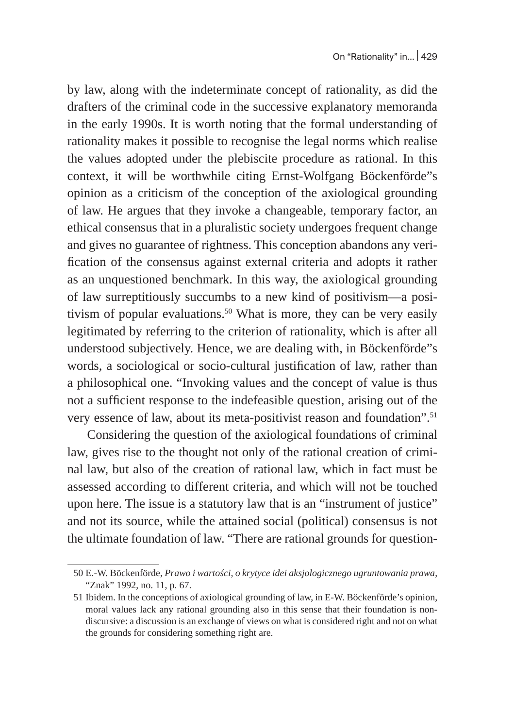by law, along with the indeterminate concept of rationality, as did the drafters of the criminal code in the successive explanatory memoranda in the early 1990s. It is worth noting that the formal understanding of rationality makes it possible to recognise the legal norms which realise the values adopted under the plebiscite procedure as rational. In this context, it will be worthwhile citing Ernst-Wolfgang Böckenförde"s opinion as a criticism of the conception of the axiological grounding of law. He argues that they invoke a changeable, temporary factor, an ethical consensus that in a pluralistic society undergoes frequent change and gives no guarantee of rightness. This conception abandons any verification of the consensus against external criteria and adopts it rather as an unquestioned benchmark. In this way, the axiological grounding of law surreptitiously succumbs to a new kind of positivism—a positivism of popular evaluations.[50] What is more, they can be very easily legitimated by referring to the criterion of rationality, which is after all understood subjectively. Hence, we are dealing with, in Böckenförde"s words, a sociological or socio-cultural justification of law, rather than a philosophical one. "Invoking values and the concept of value is thus not a sufficient response to the indefeasible question, arising out of the very essence of law, about its meta-positivist reason and foundation".[51]

Considering the question of the axiological foundations of criminal law, gives rise to the thought not only of the rational creation of criminal law, but also of the creation of rational law, which in fact must be assessed according to different criteria, and which will not be touched upon here. The issue is a statutory law that is an "instrument of justice" and not its source, while the attained social (political) consensus is not the ultimate foundation of law. "There are rational grounds for question-

---

50 E.-W. Böckenförde, *Prawo i wartości, o krytyce idei aksjologicznego ugruntowania prawa*, "Znak" 1992, no. 11, p. 67.

51 Ibidem. In the conceptions of axiological grounding of law, in E-W. Böckenförde's opinion, moral values lack any rational grounding also in this sense that their foundation is non-discursive: a discussion is an exchange of views on what is considered right and not on what the grounds for considering something right are.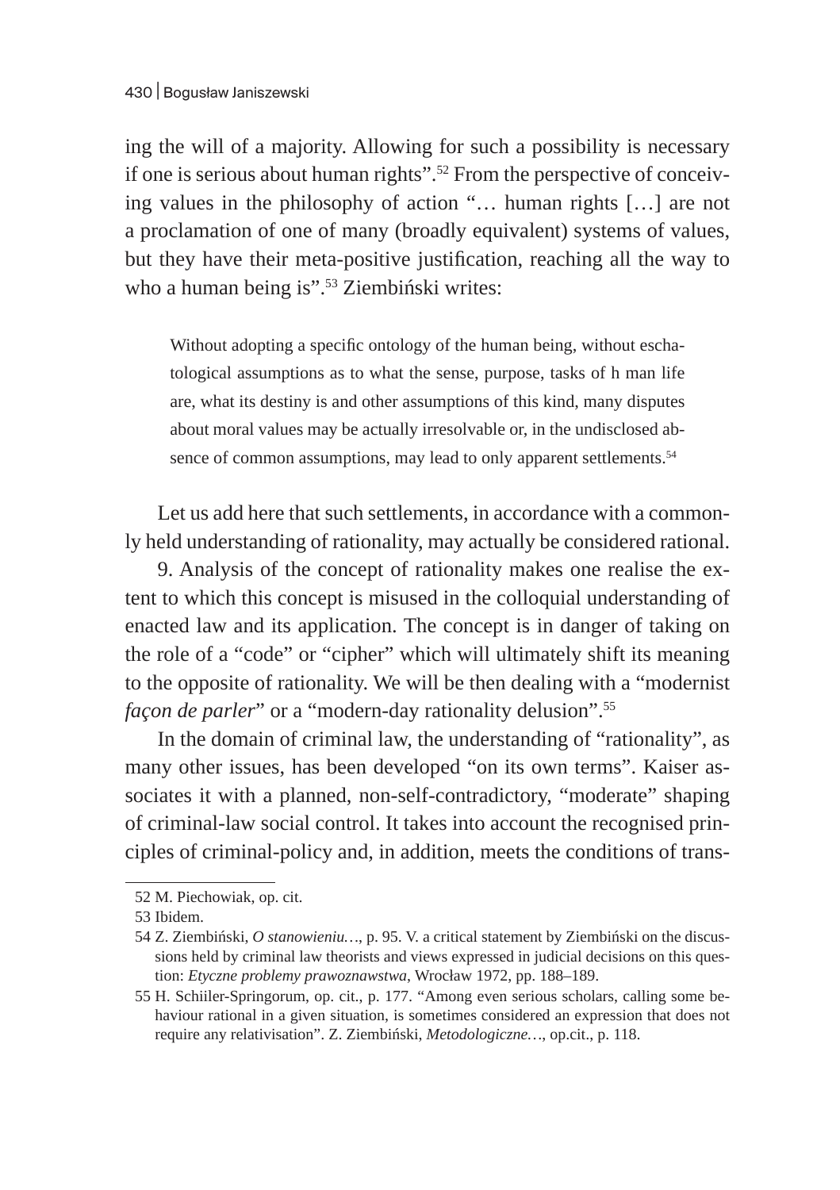ing the will of a majority. Allowing for such a possibility is necessary if one is serious about human rights".[52] From the perspective of conceiving values in the philosophy of action "… human rights […] are not a proclamation of one of many (broadly equivalent) systems of values, but they have their meta-positive justification, reaching all the way to who a human being is".[53] Ziembiński writes:

> Without adopting a specific ontology of the human being, without eschatological assumptions as to what the sense, purpose, tasks of h man life are, what its destiny is and other assumptions of this kind, many disputes about moral values may be actually irresolvable or, in the undisclosed absence of common assumptions, may lead to only apparent settlements.[54]

Let us add here that such settlements, in accordance with a commonly held understanding of rationality, may actually be considered rational.

9. Analysis of the concept of rationality makes one realise the extent to which this concept is misused in the colloquial understanding of enacted law and its application. The concept is in danger of taking on the role of a "code" or "cipher" which will ultimately shift its meaning to the opposite of rationality. We will be then dealing with a "modernist *façon de parler*" or a "modern-day rationality delusion".[55]

In the domain of criminal law, the understanding of "rationality", as many other issues, has been developed "on its own terms". Kaiser associates it with a planned, non-self-contradictory, "moderate" shaping of criminal-law social control. It takes into account the recognised principles of criminal-policy and, in addition, meets the conditions of trans-

---

52 M. Piechowiak, op. cit.

53 Ibidem.

54 Z. Ziembiński, *O stanowieniu…*, p. 95. V. a critical statement by Ziembiński on the discussions held by criminal law theorists and views expressed in judicial decisions on this question: *Etyczne problemy prawoznawstwa*, Wrocław 1972, pp. 188–189.

55 H. Schiiler-Springorum, op. cit., p. 177. "Among even serious scholars, calling some behaviour rational in a given situation, is sometimes considered an expression that does not require any relativisation". Z. Ziembiński, *Metodologiczne…*, op.cit., p. 118.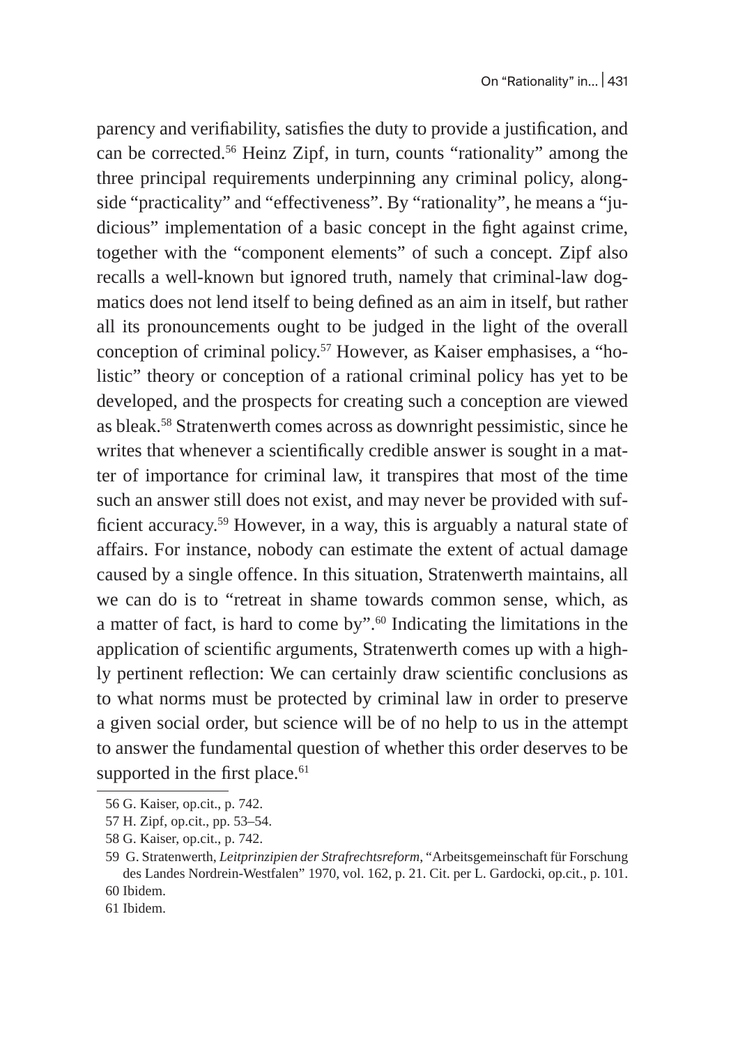parency and verifiability, satisfies the duty to provide a justification, and can be corrected.[56] Heinz Zipf, in turn, counts "rationality" among the three principal requirements underpinning any criminal policy, alongside "practicality" and "effectiveness". By "rationality", he means a "judicious" implementation of a basic concept in the fight against crime, together with the "component elements" of such a concept. Zipf also recalls a well-known but ignored truth, namely that criminal-law dogmatics does not lend itself to being defined as an aim in itself, but rather all its pronouncements ought to be judged in the light of the overall conception of criminal policy.[57] However, as Kaiser emphasises, a "holistic" theory or conception of a rational criminal policy has yet to be developed, and the prospects for creating such a conception are viewed as bleak.[58] Stratenwerth comes across as downright pessimistic, since he writes that whenever a scientifically credible answer is sought in a matter of importance for criminal law, it transpires that most of the time such an answer still does not exist, and may never be provided with sufficient accuracy.[59] However, in a way, this is arguably a natural state of affairs. For instance, nobody can estimate the extent of actual damage caused by a single offence. In this situation, Stratenwerth maintains, all we can do is to "retreat in shame towards common sense, which, as a matter of fact, is hard to come by".[60] Indicating the limitations in the application of scientific arguments, Stratenwerth comes up with a highly pertinent reflection: We can certainly draw scientific conclusions as to what norms must be protected by criminal law in order to preserve a given social order, but science will be of no help to us in the attempt to answer the fundamental question of whether this order deserves to be supported in the first place.[61]

---

56 G. Kaiser, op.cit., p. 742.

57 H. Zipf, op.cit., pp. 53–54.

58 G. Kaiser, op.cit., p. 742.

59 G. Stratenwerth, *Leitprinzipien der Strafrechtsreform*, "Arbeitsgemeinschaft für Forschung des Landes Nordrein-Westfalen" 1970, vol. 162, p. 21. Cit. per L. Gardocki, op.cit., p. 101.

60 Ibidem.

61 Ibidem.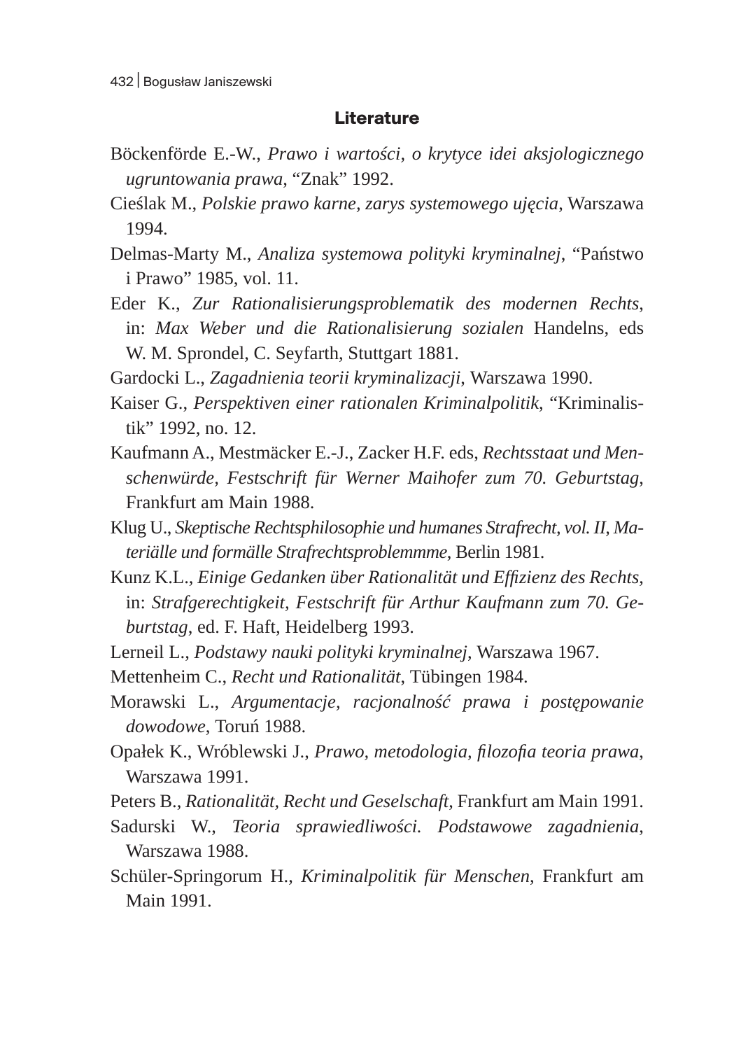## Literature

Böckenförde E.-W., *Prawo i wartości, o krytyce idei aksjologicznego ugruntowania prawa*, "Znak" 1992.

Cieślak M., *Polskie prawo karne, zarys systemowego ujęcia*, Warszawa 1994.

Delmas-Marty M., *Analiza systemowa polityki kryminalnej*, "Państwo i Prawo" 1985, vol. 11.

Eder K., *Zur Rationalisierungsproblematik des modernen Rechts*, in: *Max Weber und die Rationalisierung sozialen* Handelns, eds W. M. Sprondel, C. Seyfarth, Stuttgart 1881.

Gardocki L., *Zagadnienia teorii kryminalizacji*, Warszawa 1990.

Kaiser G., *Perspektiven einer rationalen Kriminalpolitik*, "Kriminalistik" 1992, no. 12.

Kaufmann A., Mestmäcker E.-J., Zacker H.F. eds, *Rechtsstaat und Menschenwürde, Festschrift für Werner Maihofer zum 70. Geburtstag*, Frankfurt am Main 1988.

Klug U., *Skeptische Rechtsphilosophie und humanes Strafrecht, vol. II, Materiälle und formälle Strafrechtsproblemmme*, Berlin 1981.

Kunz K.L., *Einige Gedanken über Rationalität und Effizienz des Rechts*, in: *Strafgerechtigkeit, Festschrift für Arthur Kaufmann zum 70. Geburtstag*, ed. F. Haft, Heidelberg 1993.

Lerneil L., *Podstawy nauki polityki kryminalnej*, Warszawa 1967.

Mettenheim C., *Recht und Rationalität*, Tübingen 1984.

Morawski L., *Argumentacje, racjonalność prawa i postępowanie dowodowe*, Toruń 1988.

Opałek K., Wróblewski J., *Prawo, metodologia, filozofia teoria prawa*, Warszawa 1991.

Peters B., *Rationalität, Recht und Geselschaft*, Frankfurt am Main 1991.

Sadurski W., *Teoria sprawiedliwości. Podstawowe zagadnienia*, Warszawa 1988.

Schüler-Springorum H., *Kriminalpolitik für Menschen*, Frankfurt am Main 1991.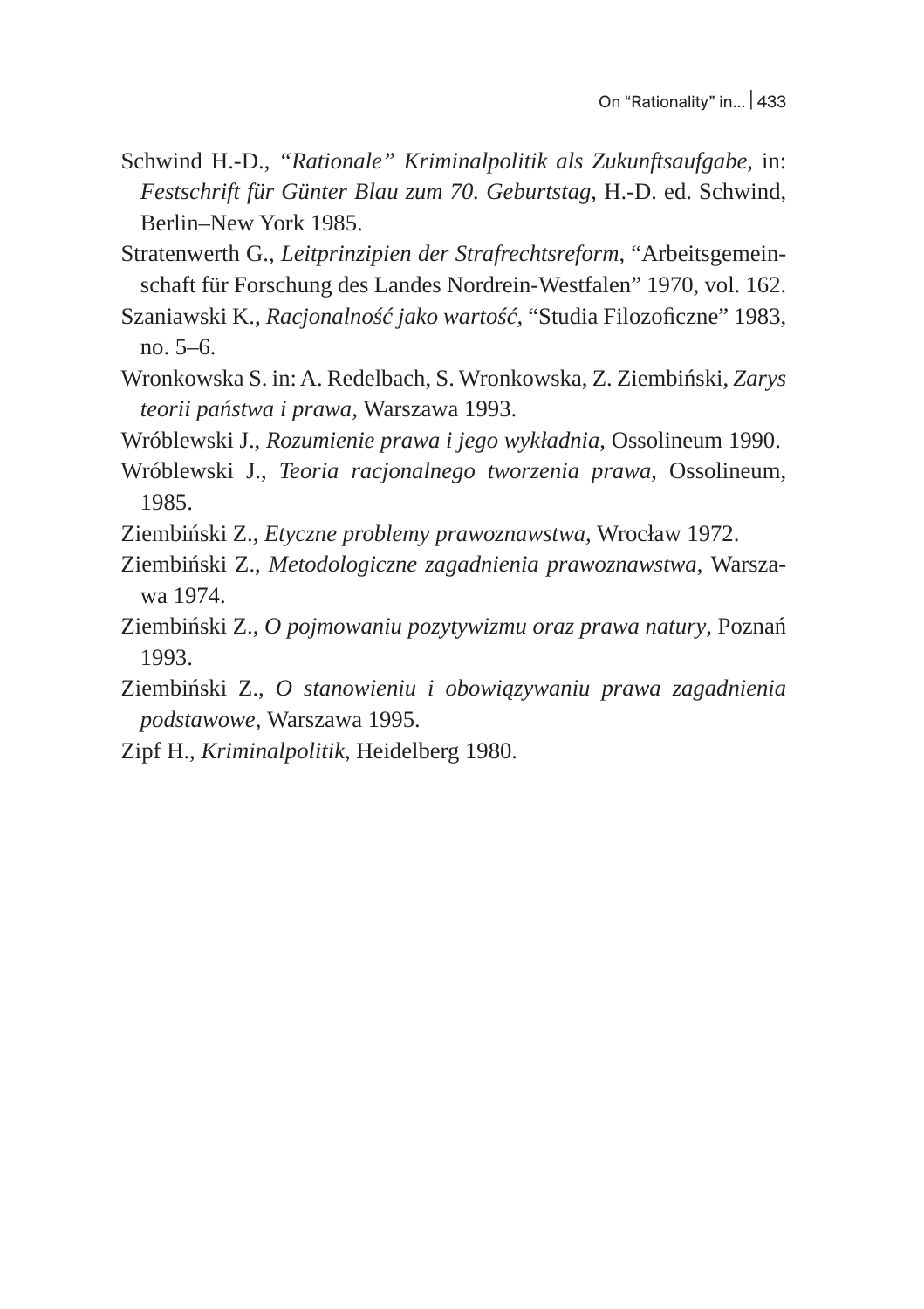Schwind H.-D., *"Rationale" Kriminalpolitik als Zukunftsaufgabe*, in: *Festschrift für Günter Blau zum 70. Geburtstag*, H.-D. ed. Schwind, Berlin–New York 1985.

Stratenwerth G., *Leitprinzipien der Strafrechtsreform*, "Arbeitsgemeinschaft für Forschung des Landes Nordrein-Westfalen" 1970, vol. 162.

Szaniawski K., *Racjonalność jako wartość*, "Studia Filozoficzne" 1983, no. 5–6.

Wronkowska S. in: A. Redelbach, S. Wronkowska, Z. Ziembiński, *Zarys teorii państwa i prawa*, Warszawa 1993.

Wróblewski J., *Rozumienie prawa i jego wykładnia*, Ossolineum 1990.

Wróblewski J., *Teoria racjonalnego tworzenia prawa*, Ossolineum, 1985.

Ziembiński Z., *Etyczne problemy prawoznawstwa*, Wrocław 1972.

Ziembiński Z., *Metodologiczne zagadnienia prawoznawstwa*, Warszawa 1974.

Ziembiński Z., *O pojmowaniu pozytywizmu oraz prawa natury*, Poznań 1993.

Ziembiński Z., *O stanowieniu i obowiązywaniu prawa zagadnienia podstawowe*, Warszawa 1995.

Zipf H., *Kriminalpolitik*, Heidelberg 1980.